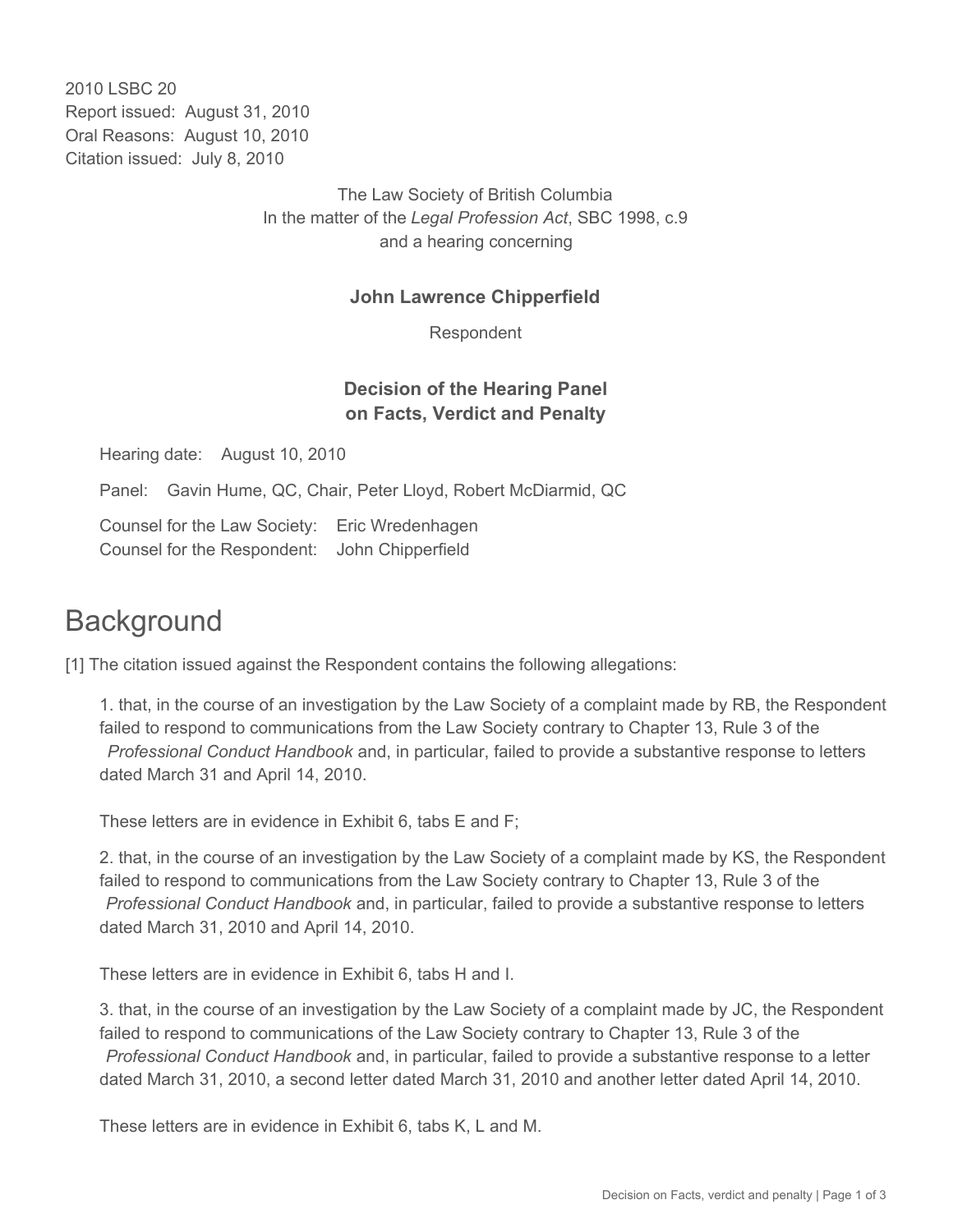2010 LSBC 20
Report issued: August 31, 2010
Oral Reasons: August 10, 2010
Citation issued: July 8, 2010

The Law Society of British Columbia
In the matter of the *Legal Profession Act*, SBC 1998, c.9
and a hearing concerning

**John Lawrence Chipperfield**

Respondent

**Decision of the Hearing Panel
on Facts, Verdict and Penalty**

Hearing date: August 10, 2010

Panel: Gavin Hume, QC, Chair, Peter Lloyd, Robert McDiarmid, QC

Counsel for the Law Society: Eric Wredenhagen
Counsel for the Respondent: John Chipperfield

# Background

[1] The citation issued against the Respondent contains the following allegations:

1. that, in the course of an investigation by the Law Society of a complaint made by RB, the Respondent failed to respond to communications from the Law Society contrary to Chapter 13, Rule 3 of the *Professional Conduct Handbook* and, in particular, failed to provide a substantive response to letters dated March 31 and April 14, 2010.

   These letters are in evidence in Exhibit 6, tabs E and F;

2. that, in the course of an investigation by the Law Society of a complaint made by KS, the Respondent failed to respond to communications from the Law Society contrary to Chapter 13, Rule 3 of the *Professional Conduct Handbook* and, in particular, failed to provide a substantive response to letters dated March 31, 2010 and April 14, 2010.

   These letters are in evidence in Exhibit 6, tabs H and I.

3. that, in the course of an investigation by the Law Society of a complaint made by JC, the Respondent failed to respond to communications of the Law Society contrary to Chapter 13, Rule 3 of the *Professional Conduct Handbook* and, in particular, failed to provide a substantive response to a letter dated March 31, 2010, a second letter dated March 31, 2010 and another letter dated April 14, 2010.

   These letters are in evidence in Exhibit 6, tabs K, L and M.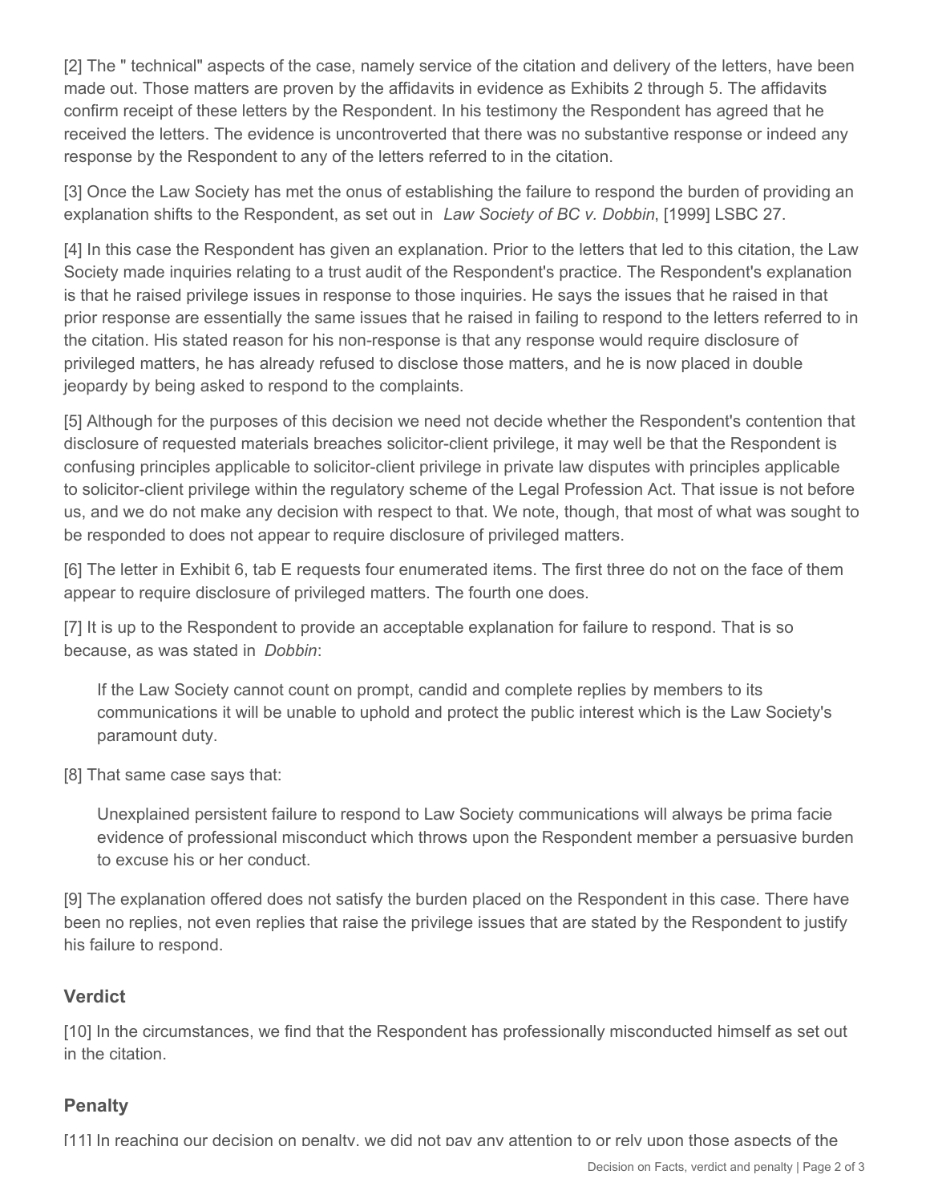[2] The " technical" aspects of the case, namely service of the citation and delivery of the letters, have been made out. Those matters are proven by the affidavits in evidence as Exhibits 2 through 5. The affidavits confirm receipt of these letters by the Respondent. In his testimony the Respondent has agreed that he received the letters. The evidence is uncontroverted that there was no substantive response or indeed any response by the Respondent to any of the letters referred to in the citation.

[3] Once the Law Society has met the onus of establishing the failure to respond the burden of providing an explanation shifts to the Respondent, as set out in *Law Society of BC v. Dobbin*, [1999] LSBC 27.

[4] In this case the Respondent has given an explanation. Prior to the letters that led to this citation, the Law Society made inquiries relating to a trust audit of the Respondent's practice. The Respondent's explanation is that he raised privilege issues in response to those inquiries. He says the issues that he raised in that prior response are essentially the same issues that he raised in failing to respond to the letters referred to in the citation. His stated reason for his non-response is that any response would require disclosure of privileged matters, he has already refused to disclose those matters, and he is now placed in double jeopardy by being asked to respond to the complaints.

[5] Although for the purposes of this decision we need not decide whether the Respondent's contention that disclosure of requested materials breaches solicitor-client privilege, it may well be that the Respondent is confusing principles applicable to solicitor-client privilege in private law disputes with principles applicable to solicitor-client privilege within the regulatory scheme of the Legal Profession Act. That issue is not before us, and we do not make any decision with respect to that. We note, though, that most of what was sought to be responded to does not appear to require disclosure of privileged matters.

[6] The letter in Exhibit 6, tab E requests four enumerated items. The first three do not on the face of them appear to require disclosure of privileged matters. The fourth one does.

[7] It is up to the Respondent to provide an acceptable explanation for failure to respond. That is so because, as was stated in *Dobbin*:

> If the Law Society cannot count on prompt, candid and complete replies by members to its communications it will be unable to uphold and protect the public interest which is the Law Society's paramount duty.

[8] That same case says that:

> Unexplained persistent failure to respond to Law Society communications will always be prima facie evidence of professional misconduct which throws upon the Respondent member a persuasive burden to excuse his or her conduct.

[9] The explanation offered does not satisfy the burden placed on the Respondent in this case. There have been no replies, not even replies that raise the privilege issues that are stated by the Respondent to justify his failure to respond.

## Verdict

[10] In the circumstances, we find that the Respondent has professionally misconducted himself as set out in the citation.

## Penalty

[11] In reaching our decision on penalty, we did not pay any attention to or rely upon those aspects of the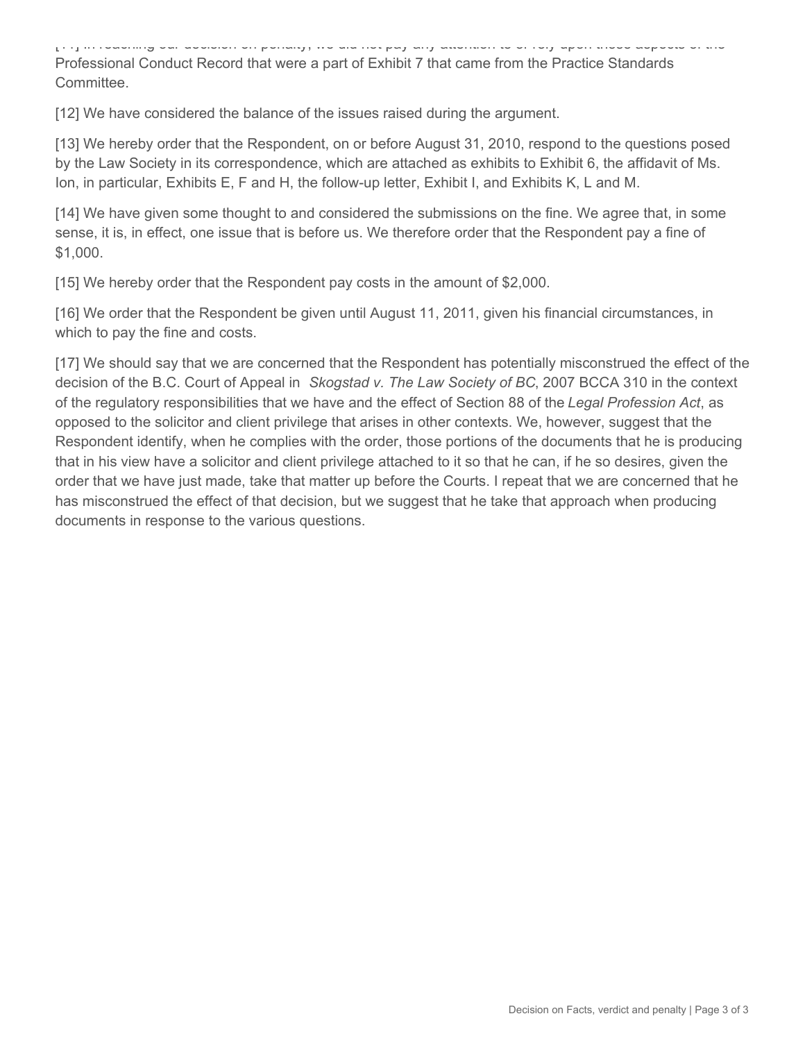[11] In reaching our decision on penalty, we did not pay any attention to or rely upon those aspects of the Professional Conduct Record that were a part of Exhibit 7 that came from the Practice Standards Committee.

[12] We have considered the balance of the issues raised during the argument.

[13] We hereby order that the Respondent, on or before August 31, 2010, respond to the questions posed by the Law Society in its correspondence, which are attached as exhibits to Exhibit 6, the affidavit of Ms. Ion, in particular, Exhibits E, F and H, the follow-up letter, Exhibit I, and Exhibits K, L and M.

[14] We have given some thought to and considered the submissions on the fine. We agree that, in some sense, it is, in effect, one issue that is before us. We therefore order that the Respondent pay a fine of $1,000.

[15] We hereby order that the Respondent pay costs in the amount of $2,000.

[16] We order that the Respondent be given until August 11, 2011, given his financial circumstances, in which to pay the fine and costs.

[17] We should say that we are concerned that the Respondent has potentially misconstrued the effect of the decision of the B.C. Court of Appeal in *Skogstad v. The Law Society of BC*, 2007 BCCA 310 in the context of the regulatory responsibilities that we have and the effect of Section 88 of the *Legal Profession Act*, as opposed to the solicitor and client privilege that arises in other contexts. We, however, suggest that the Respondent identify, when he complies with the order, those portions of the documents that he is producing that in his view have a solicitor and client privilege attached to it so that he can, if he so desires, given the order that we have just made, take that matter up before the Courts. I repeat that we are concerned that he has misconstrued the effect of that decision, but we suggest that he take that approach when producing documents in response to the various questions.